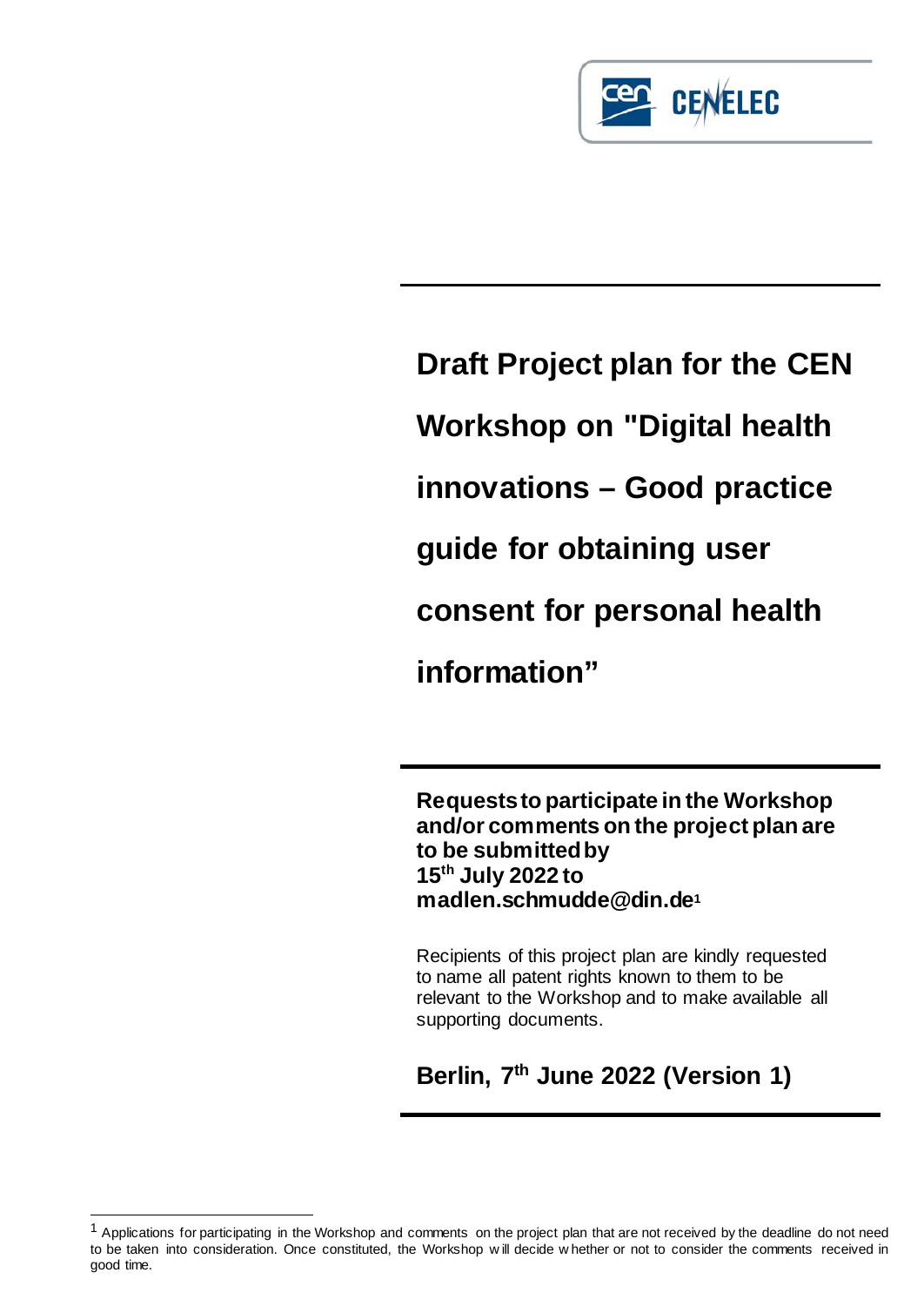# Draft Project plan for the CEN Workshop on "Digital health innovations – Good practice guide for obtaining user consent for personal health information"

**Requests to participate in the Workshop and/or comments on the project plan are to be submitted by 15th July 2022 to madlen.schmudde@din.de[1]**

Recipients of this project plan are kindly requested to name all patent rights known to them to be relevant to the Workshop and to make available all supporting documents.

**Berlin, 7th June 2022 (Version 1)**

---

[1] Applications for participating in the Workshop and comments on the project plan that are not received by the deadline do not need to be taken into consideration. Once constituted, the Workshop will decide whether or not to consider the comments received in good time.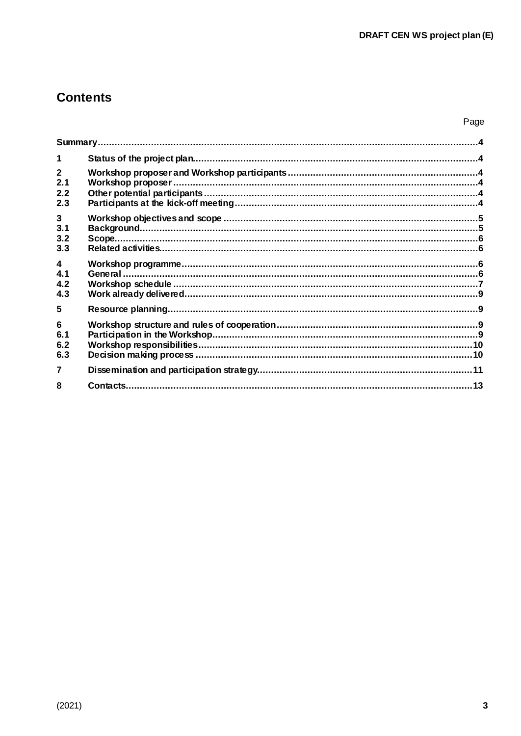# Contents

| | | Page |
|---|---|---|
| Summary | | 4 |
| 1 | Status of the project plan | 4 |
| 2 | Workshop proposer and Workshop participants | 4 |
| 2.1 | Workshop proposer | 4 |
| 2.2 | Other potential participants | 4 |
| 2.3 | Participants at the kick-off meeting | 4 |
| 3 | Workshop objectives and scope | 5 |
| 3.1 | Background | 5 |
| 3.2 | Scope | 6 |
| 3.3 | Related activities | 6 |
| 4 | Workshop programme | 6 |
| 4.1 | General | 6 |
| 4.2 | Workshop schedule | 7 |
| 4.3 | Work already delivered | 9 |
| 5 | Resource planning | 9 |
| 6 | Workshop structure and rules of cooperation | 9 |
| 6.1 | Participation in the Workshop | 9 |
| 6.2 | Workshop responsibilities | 10 |
| 6.3 | Decision making process | 10 |
| 7 | Dissemination and participation strategy | 11 |
| 8 | Contacts | 13 |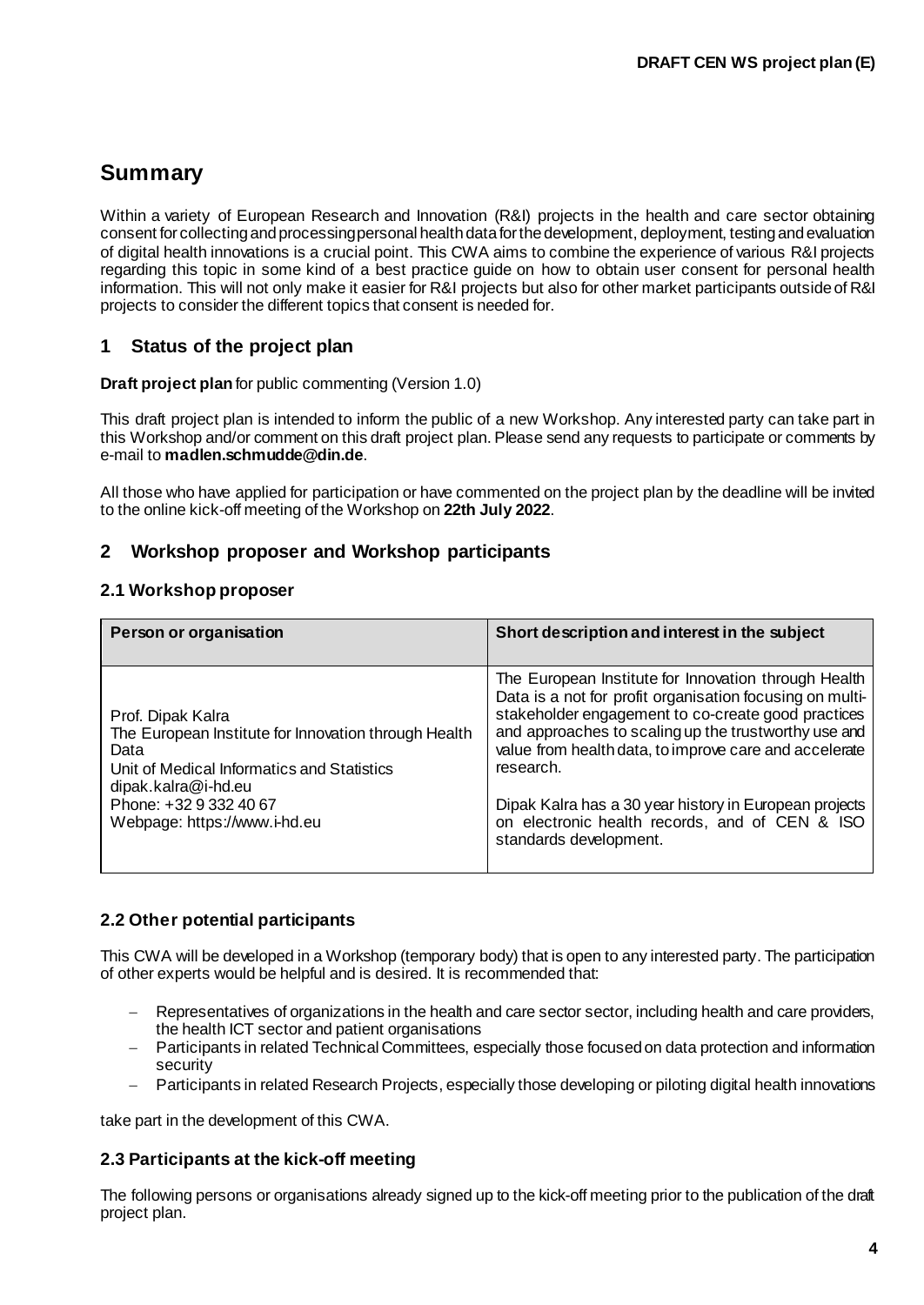# Summary

Within a variety of European Research and Innovation (R&I) projects in the health and care sector obtaining consent for collecting and processing personal health data for the development, deployment, testing and evaluation of digital health innovations is a crucial point. This CWA aims to combine the experience of various R&I projects regarding this topic in some kind of a best practice guide on how to obtain user consent for personal health information. This will not only make it easier for R&I projects but also for other market participants outside of R&I projects to consider the different topics that consent is needed for.

## 1 Status of the project plan

**Draft project plan** for public commenting (Version 1.0)

This draft project plan is intended to inform the public of a new Workshop. Any interested party can take part in this Workshop and/or comment on this draft project plan. Please send any requests to participate or comments by e-mail to **madlen.schmudde@din.de**.

All those who have applied for participation or have commented on the project plan by the deadline will be invited to the online kick-off meeting of the Workshop on **22th July 2022**.

## 2 Workshop proposer and Workshop participants

### 2.1 Workshop proposer

| Person or organisation | Short description and interest in the subject |
|---|---|
| Prof. Dipak Kalra<br>The European Institute for Innovation through Health Data<br>Unit of Medical Informatics and Statistics<br>dipak.kalra@i-hd.eu<br>Phone: +32 9 332 40 67<br>Webpage: https://www.i-hd.eu | The European Institute for Innovation through Health Data is a not for profit organisation focusing on multi-stakeholder engagement to co-create good practices and approaches to scaling up the trustworthy use and value from health data, to improve care and accelerate research.<br><br>Dipak Kalra has a 30 year history in European projects on electronic health records, and of CEN & ISO standards development. |

### 2.2 Other potential participants

This CWA will be developed in a Workshop (temporary body) that is open to any interested party. The participation of other experts would be helpful and is desired. It is recommended that:

- Representatives of organizations in the health and care sector sector, including health and care providers, the health ICT sector and patient organisations
- Participants in related Technical Committees, especially those focused on data protection and information security
- Participants in related Research Projects, especially those developing or piloting digital health innovations

take part in the development of this CWA.

### 2.3 Participants at the kick-off meeting

The following persons or organisations already signed up to the kick-off meeting prior to the publication of the draft project plan.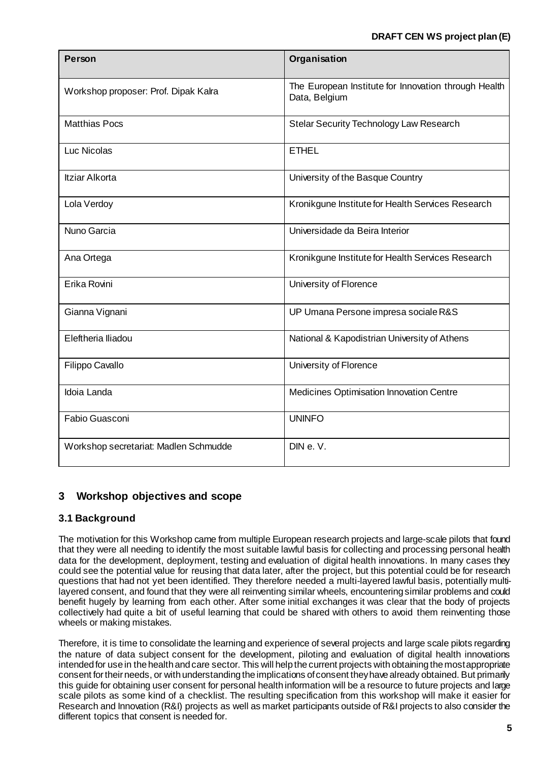| Person | Organisation |
| --- | --- |
| Workshop proposer: Prof. Dipak Kalra | The European Institute for Innovation through Health Data, Belgium |
| Matthias Pocs | Stelar Security Technology Law Research |
| Luc Nicolas | ETHEL |
| Itziar Alkorta | University of the Basque Country |
| Lola Verdoy | Kronikgune Institute for Health Services Research |
| Nuno Garcia | Universidade da Beira Interior |
| Ana Ortega | Kronikgune Institute for Health Services Research |
| Erika Rovini | University of Florence |
| Gianna Vignani | UP Umana Persone impresa sociale R&S |
| Eleftheria Iliadou | National & Kapodistrian University of Athens |
| Filippo Cavallo | University of Florence |
| Idoia Landa | Medicines Optimisation Innovation Centre |
| Fabio Guasconi | UNINFO |
| Workshop secretariat: Madlen Schmudde | DIN e. V. |

## 3 Workshop objectives and scope

### 3.1 Background

The motivation for this Workshop came from multiple European research projects and large-scale pilots that found that they were all needing to identify the most suitable lawful basis for collecting and processing personal health data for the development, deployment, testing and evaluation of digital health innovations. In many cases they could see the potential value for reusing that data later, after the project, but this potential could be for research questions that had not yet been identified. They therefore needed a multi-layered lawful basis, potentially multi-layered consent, and found that they were all reinventing similar wheels, encountering similar problems and could benefit hugely by learning from each other. After some initial exchanges it was clear that the body of projects collectively had quite a bit of useful learning that could be shared with others to avoid them reinventing those wheels or making mistakes.

Therefore, it is time to consolidate the learning and experience of several projects and large scale pilots regarding the nature of data subject consent for the development, piloting and evaluation of digital health innovations intended for use in the health and care sector. This will help the current projects with obtaining the most appropriate consent for their needs, or with understanding the implications of consent they have already obtained. But primarily this guide for obtaining user consent for personal health information will be a resource to future projects and large scale pilots as some kind of a checklist. The resulting specification from this workshop will make it easier for Research and Innovation (R&I) projects as well as market participants outside of R&I projects to also consider the different topics that consent is needed for.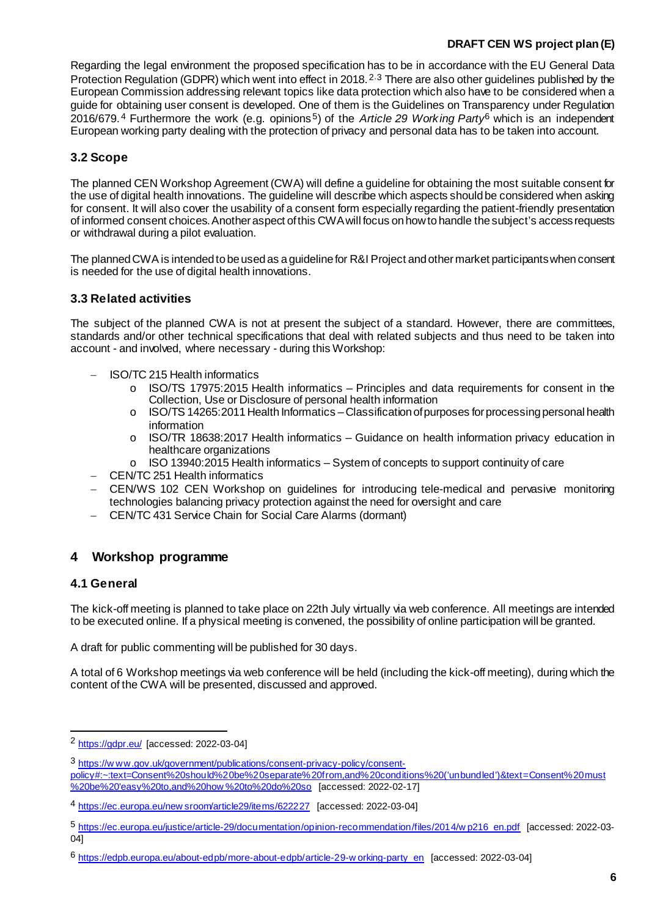Regarding the legal environment the proposed specification has to be in accordance with the EU General Data Protection Regulation (GDPR) which went into effect in 2018.[2,3] There are also other guidelines published by the European Commission addressing relevant topics like data protection which also have to be considered when a guide for obtaining user consent is developed. One of them is the Guidelines on Transparency under Regulation 2016/679.[4] Furthermore the work (e.g. opinions[5]) of the *Article 29 Working Party*[6] which is an independent European working party dealing with the protection of privacy and personal data has to be taken into account.

### 3.2 Scope

The planned CEN Workshop Agreement (CWA) will define a guideline for obtaining the most suitable consent for the use of digital health innovations. The guideline will describe which aspects should be considered when asking for consent. It will also cover the usability of a consent form especially regarding the patient-friendly presentation of informed consent choices. Another aspect of this CWA will focus on how to handle the subject's access requests or withdrawal during a pilot evaluation.

The planned CWA is intended to be used as a guideline for R&I Project and other market participants when consent is needed for the use of digital health innovations.

### 3.3 Related activities

The subject of the planned CWA is not at present the subject of a standard. However, there are committees, standards and/or other technical specifications that deal with related subjects and thus need to be taken into account - and involved, where necessary - during this Workshop:

- ISO/TC 215 Health informatics
  - ISO/TS 17975:2015 Health informatics – Principles and data requirements for consent in the Collection, Use or Disclosure of personal health information
  - ISO/TS 14265:2011 Health Informatics – Classification of purposes for processing personal health information
  - ISO/TR 18638:2017 Health informatics – Guidance on health information privacy education in healthcare organizations
  - ISO 13940:2015 Health informatics – System of concepts to support continuity of care
- CEN/TC 251 Health informatics
- CEN/WS 102 CEN Workshop on guidelines for introducing tele-medical and pervasive monitoring technologies balancing privacy protection against the need for oversight and care
- CEN/TC 431 Service Chain for Social Care Alarms (dormant)

## 4 Workshop programme

### 4.1 General

The kick-off meeting is planned to take place on 22th July virtually via web conference. All meetings are intended to be executed online. If a physical meeting is convened, the possibility of online participation will be granted.

A draft for public commenting will be published for 30 days.

A total of 6 Workshop meetings via web conference will be held (including the kick-off meeting), during which the content of the CWA will be presented, discussed and approved.

---

[2] https://gdpr.eu/ [accessed: 2022-03-04]

[3] https://www.gov.uk/government/publications/consent-privacy-policy/consent-policy#:~:text=Consent%20should%20be%20separate%20from,and%20conditions%20('unbundled')&text=Consent%20must%20be%20'easy%20to,and%20how%20to%20do%20so [accessed: 2022-02-17]

[4] https://ec.europa.eu/newsroom/article29/items/622227 [accessed: 2022-03-04]

[5] https://ec.europa.eu/justice/article-29/documentation/opinion-recommendation/files/2014/wp216_en.pdf [accessed: 2022-03-04]

[6] https://edpb.europa.eu/about-edpb/more-about-edpb/article-29-working-party_en [accessed: 2022-03-04]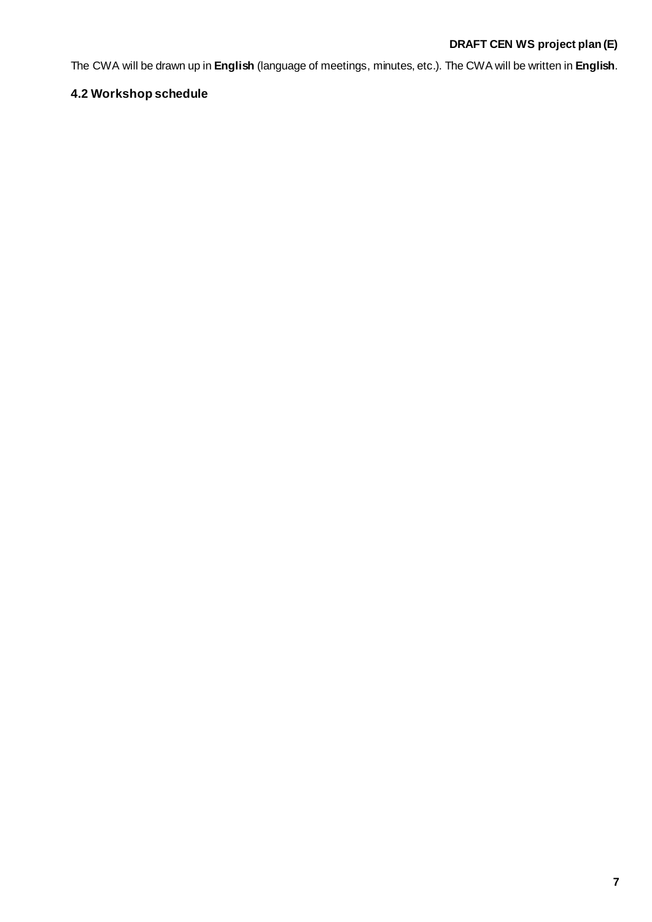The CWA will be drawn up in **English** (language of meetings, minutes, etc.). The CWA will be written in **English**.

### 4.2 Workshop schedule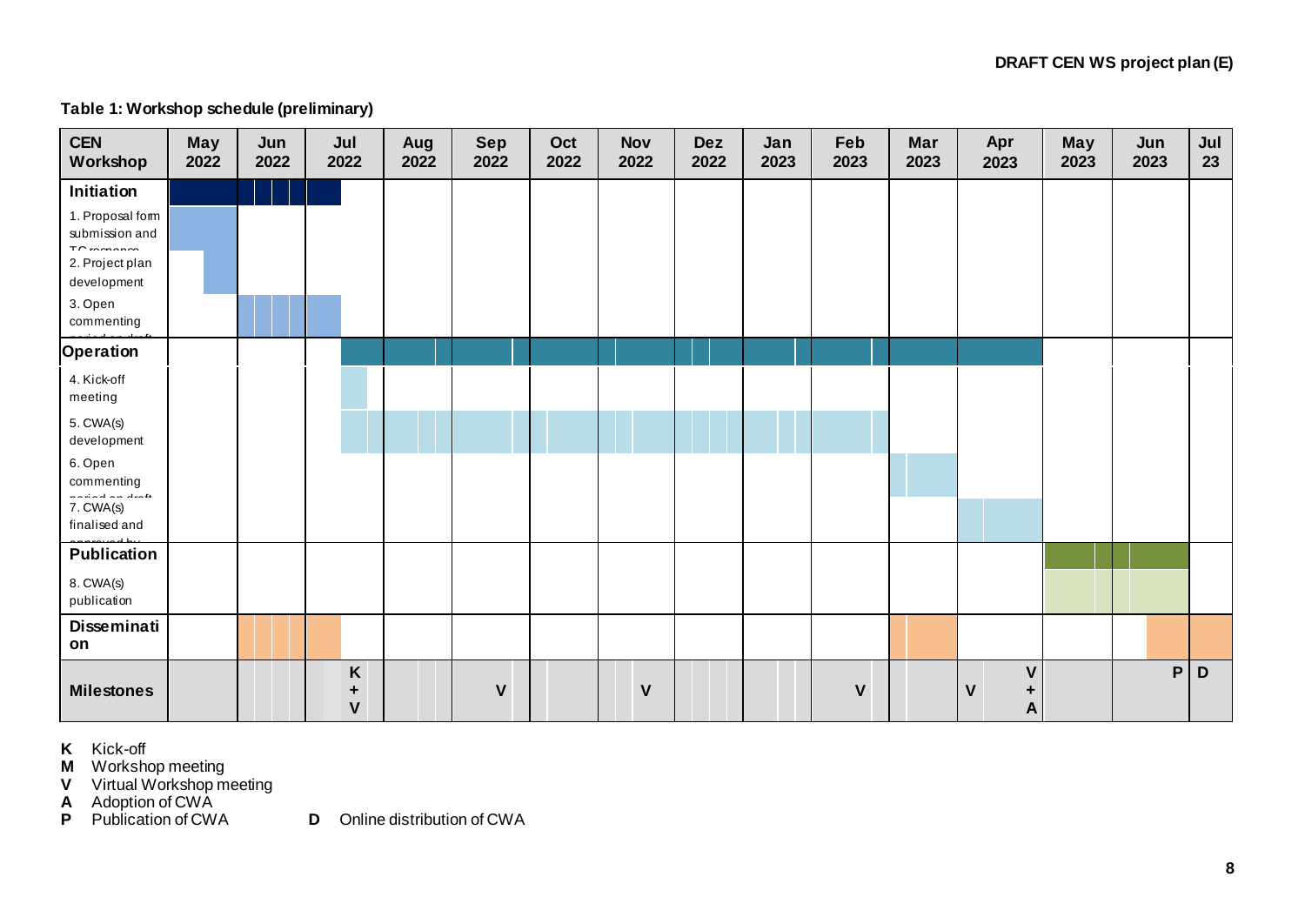**Table 1: Workshop schedule (preliminary)**

| CEN Workshop | May 2022 | Jun 2022 | Jul 2022 | Aug 2022 | Sep 2022 | Oct 2022 | Nov 2022 | Dez 2022 | Jan 2023 | Feb 2023 | Mar 2023 | Apr 2023 | May 2023 | Jun 2023 | Jul 23 |
|---|---|---|---|---|---|---|---|---|---|---|---|---|---|---|---|
| **Initiation** | | | | | | | | | | | | | | | |
| 1. Proposal form submission and TC response | | | | | | | | | | | | | | | |
| 2. Project plan development | | | | | | | | | | | | | | | |
| 3. Open commenting period on draft | | | | | | | | | | | | | | | |
| **Operation** | | | | | | | | | | | | | | | |
| 4. Kick-off meeting | | | | | | | | | | | | | | | |
| 5. CWA(s) development | | | | | | | | | | | | | | | |
| 6. Open commenting period on draft | | | | | | | | | | | | | | | |
| 7. CWA(s) finalised and approved by | | | | | | | | | | | | | | | |
| **Publication** | | | | | | | | | | | | | | | |
| 8. CWA(s) publication | | | | | | | | | | | | | | | |
| **Dissemination** | | | | | | | | | | | | | | | |
| **Milestones** | | | K + V | | V | | V | | | V | | V, V + A | | P | D |

**K** Kick-off
**M** Workshop meeting
**V** Virtual Workshop meeting
**A** Adoption of CWA
**P** Publication of CWA
**D** Online distribution of CWA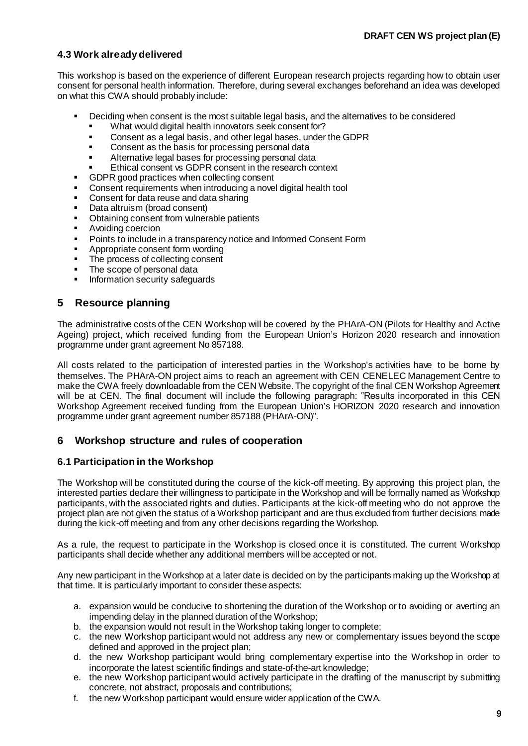### 4.3 Work already delivered

This workshop is based on the experience of different European research projects regarding how to obtain user consent for personal health information. Therefore, during several exchanges beforehand an idea was developed on what this CWA should probably include:

- Deciding when consent is the most suitable legal basis, and the alternatives to be considered
  - What would digital health innovators seek consent for?
  - Consent as a legal basis, and other legal bases, under the GDPR
  - Consent as the basis for processing personal data
  - Alternative legal bases for processing personal data
  - Ethical consent vs GDPR consent in the research context
- GDPR good practices when collecting consent
- Consent requirements when introducing a novel digital health tool
- Consent for data reuse and data sharing
- Data altruism (broad consent)
- Obtaining consent from vulnerable patients
- Avoiding coercion
- Points to include in a transparency notice and Informed Consent Form
- Appropriate consent form wording
- The process of collecting consent
- The scope of personal data
- Information security safeguards

## 5 Resource planning

The administrative costs of the CEN Workshop will be covered by the PHArA-ON (Pilots for Healthy and Active Ageing) project, which received funding from the European Union's Horizon 2020 research and innovation programme under grant agreement No 857188.

All costs related to the participation of interested parties in the Workshop's activities have to be borne by themselves. The PHArA-ON project aims to reach an agreement with CEN CENELEC Management Centre to make the CWA freely downloadable from the CEN Website. The copyright of the final CEN Workshop Agreement will be at CEN. The final document will include the following paragraph: "Results incorporated in this CEN Workshop Agreement received funding from the European Union's HORIZON 2020 research and innovation programme under grant agreement number 857188 (PHArA-ON)".

## 6 Workshop structure and rules of cooperation

### 6.1 Participation in the Workshop

The Workshop will be constituted during the course of the kick-off meeting. By approving this project plan, the interested parties declare their willingness to participate in the Workshop and will be formally named as Workshop participants, with the associated rights and duties. Participants at the kick-off meeting who do not approve the project plan are not given the status of a Workshop participant and are thus excluded from further decisions made during the kick-off meeting and from any other decisions regarding the Workshop.

As a rule, the request to participate in the Workshop is closed once it is constituted. The current Workshop participants shall decide whether any additional members will be accepted or not.

Any new participant in the Workshop at a later date is decided on by the participants making up the Workshop at that time. It is particularly important to consider these aspects:

a. expansion would be conducive to shortening the duration of the Workshop or to avoiding or averting an impending delay in the planned duration of the Workshop;
b. the expansion would not result in the Workshop taking longer to complete;
c. the new Workshop participant would not address any new or complementary issues beyond the scope defined and approved in the project plan;
d. the new Workshop participant would bring complementary expertise into the Workshop in order to incorporate the latest scientific findings and state-of-the-art knowledge;
e. the new Workshop participant would actively participate in the drafting of the manuscript by submitting concrete, not abstract, proposals and contributions;
f. the new Workshop participant would ensure wider application of the CWA.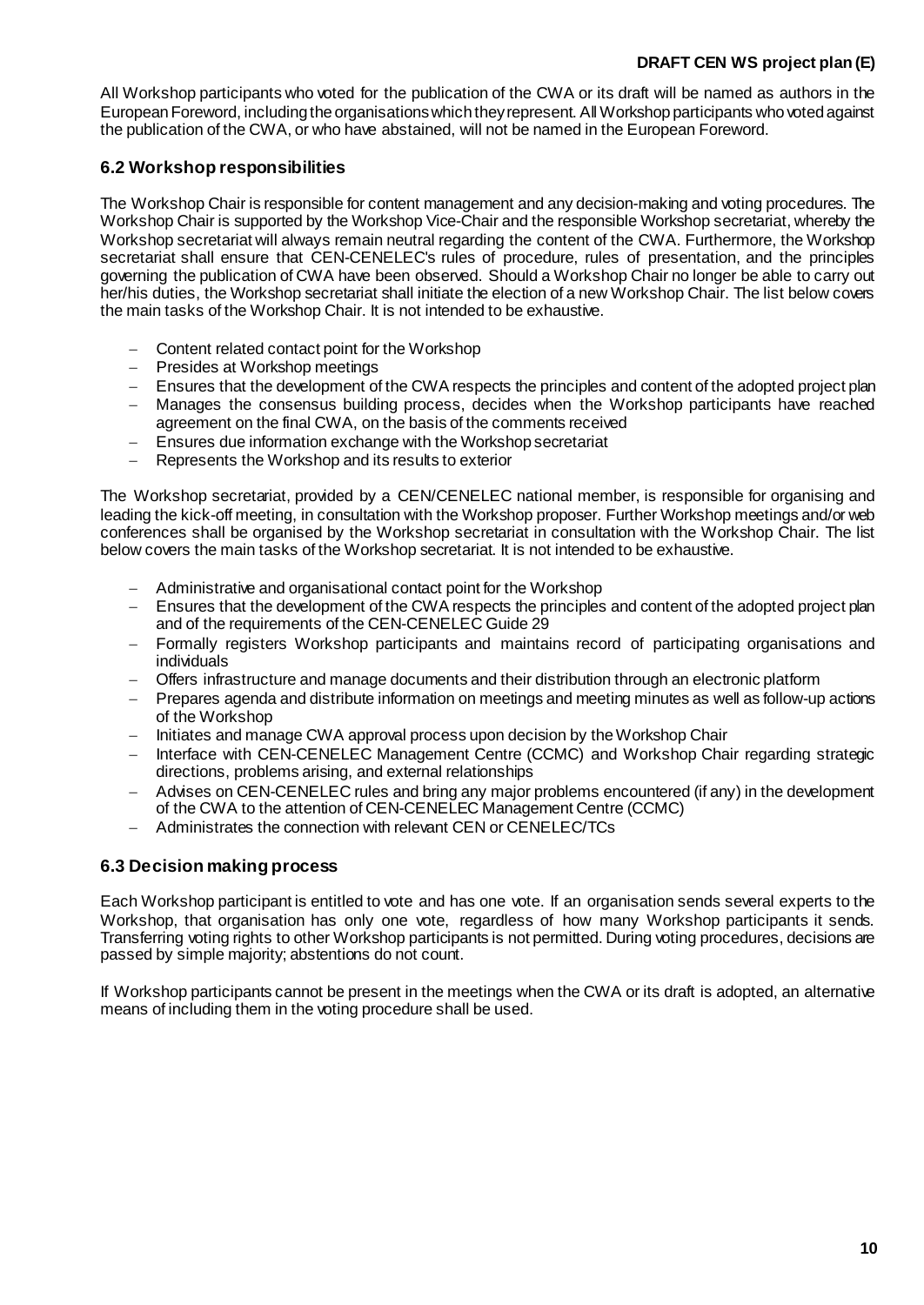All Workshop participants who voted for the publication of the CWA or its draft will be named as authors in the European Foreword, including the organisations which they represent. All Workshop participants who voted against the publication of the CWA, or who have abstained, will not be named in the European Foreword.

### 6.2 Workshop responsibilities

The Workshop Chair is responsible for content management and any decision-making and voting procedures. The Workshop Chair is supported by the Workshop Vice-Chair and the responsible Workshop secretariat, whereby the Workshop secretariat will always remain neutral regarding the content of the CWA. Furthermore, the Workshop secretariat shall ensure that CEN-CENELEC's rules of procedure, rules of presentation, and the principles governing the publication of CWA have been observed. Should a Workshop Chair no longer be able to carry out her/his duties, the Workshop secretariat shall initiate the election of a new Workshop Chair. The list below covers the main tasks of the Workshop Chair. It is not intended to be exhaustive.

- Content related contact point for the Workshop
- Presides at Workshop meetings
- Ensures that the development of the CWA respects the principles and content of the adopted project plan
- Manages the consensus building process, decides when the Workshop participants have reached agreement on the final CWA, on the basis of the comments received
- Ensures due information exchange with the Workshop secretariat
- Represents the Workshop and its results to exterior

The Workshop secretariat, provided by a CEN/CENELEC national member, is responsible for organising and leading the kick-off meeting, in consultation with the Workshop proposer. Further Workshop meetings and/or web conferences shall be organised by the Workshop secretariat in consultation with the Workshop Chair. The list below covers the main tasks of the Workshop secretariat. It is not intended to be exhaustive.

- Administrative and organisational contact point for the Workshop
- Ensures that the development of the CWA respects the principles and content of the adopted project plan and of the requirements of the CEN-CENELEC Guide 29
- Formally registers Workshop participants and maintains record of participating organisations and individuals
- Offers infrastructure and manage documents and their distribution through an electronic platform
- Prepares agenda and distribute information on meetings and meeting minutes as well as follow-up actions of the Workshop
- Initiates and manage CWA approval process upon decision by the Workshop Chair
- Interface with CEN-CENELEC Management Centre (CCMC) and Workshop Chair regarding strategic directions, problems arising, and external relationships
- Advises on CEN-CENELEC rules and bring any major problems encountered (if any) in the development of the CWA to the attention of CEN-CENELEC Management Centre (CCMC)
- Administrates the connection with relevant CEN or CENELEC/TCs

### 6.3 Decision making process

Each Workshop participant is entitled to vote and has one vote. If an organisation sends several experts to the Workshop, that organisation has only one vote, regardless of how many Workshop participants it sends. Transferring voting rights to other Workshop participants is not permitted. During voting procedures, decisions are passed by simple majority; abstentions do not count.

If Workshop participants cannot be present in the meetings when the CWA or its draft is adopted, an alternative means of including them in the voting procedure shall be used.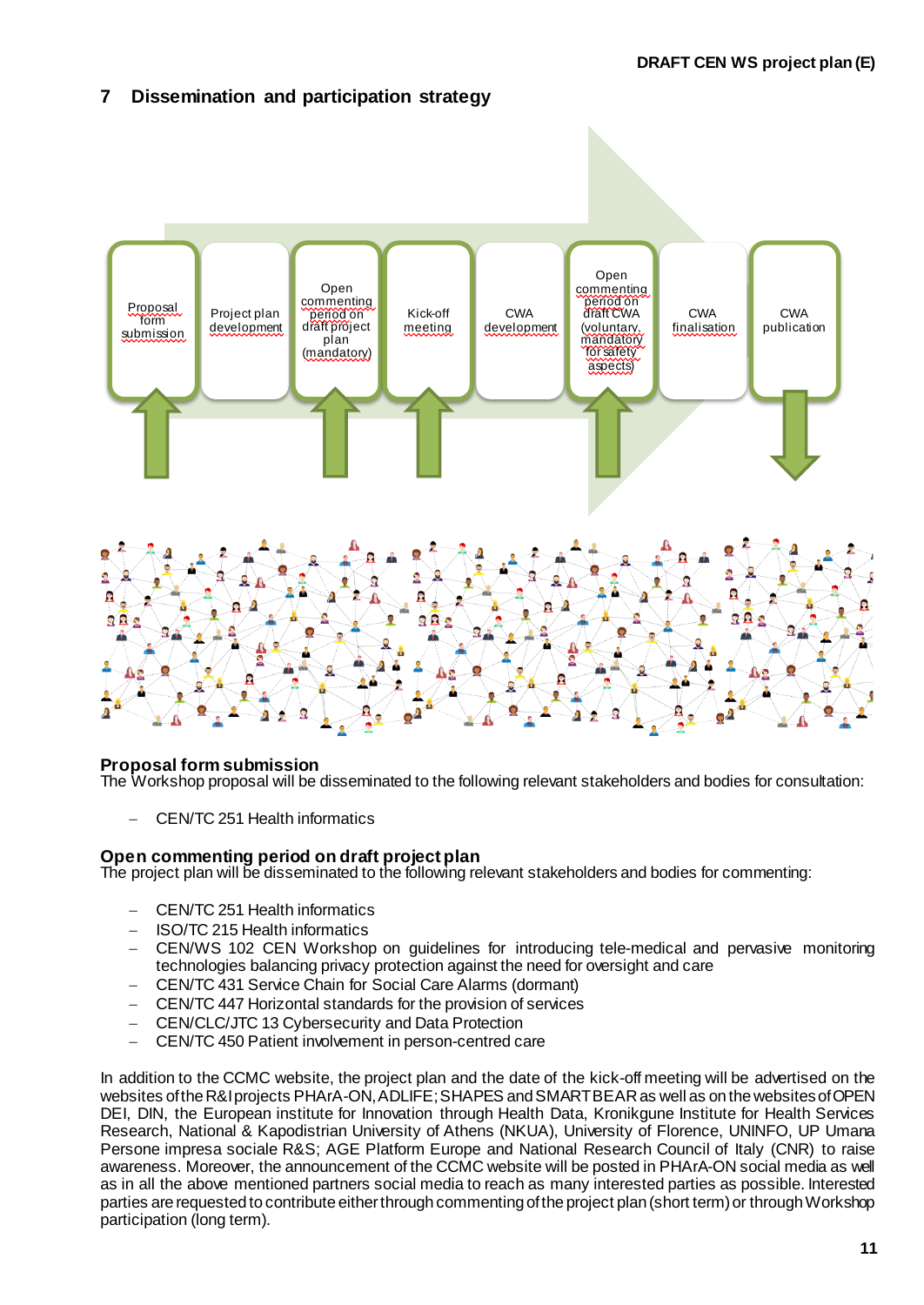## 7 Dissemination and participation strategy

Proposal form submission → Project plan development → Open commenting period on draft project plan (mandatory) → Kick-off meeting → CWA development → Open commenting period on draft CWA (voluntary, mandatory for safety aspects) → CWA finalisation → CWA publication

### Proposal form submission

The Workshop proposal will be disseminated to the following relevant stakeholders and bodies for consultation:

- CEN/TC 251 Health informatics

### Open commenting period on draft project plan

The project plan will be disseminated to the following relevant stakeholders and bodies for commenting:

- CEN/TC 251 Health informatics
- ISO/TC 215 Health informatics
- CEN/WS 102 CEN Workshop on guidelines for introducing tele-medical and pervasive monitoring technologies balancing privacy protection against the need for oversight and care
- CEN/TC 431 Service Chain for Social Care Alarms (dormant)
- CEN/TC 447 Horizontal standards for the provision of services
- CEN/CLC/JTC 13 Cybersecurity and Data Protection
- CEN/TC 450 Patient involvement in person-centred care

In addition to the CCMC website, the project plan and the date of the kick-off meeting will be advertised on the websites of the R&I projects PHArA-ON, ADLIFE; SHAPES and SMARTBEAR as well as on the websites of OPEN DEI, DIN, the European institute for Innovation through Health Data, Kronikgune Institute for Health Services Research, National & Kapodistrian University of Athens (NKUA), University of Florence, UNINFO, UP Umana Persone impresa sociale R&S; AGE Platform Europe and National Research Council of Italy (CNR) to raise awareness. Moreover, the announcement of the CCMC website will be posted in PHArA-ON social media as well as in all the above mentioned partners social media to reach as many interested parties as possible. Interested parties are requested to contribute either through commenting of the project plan (short term) or through Workshop participation (long term).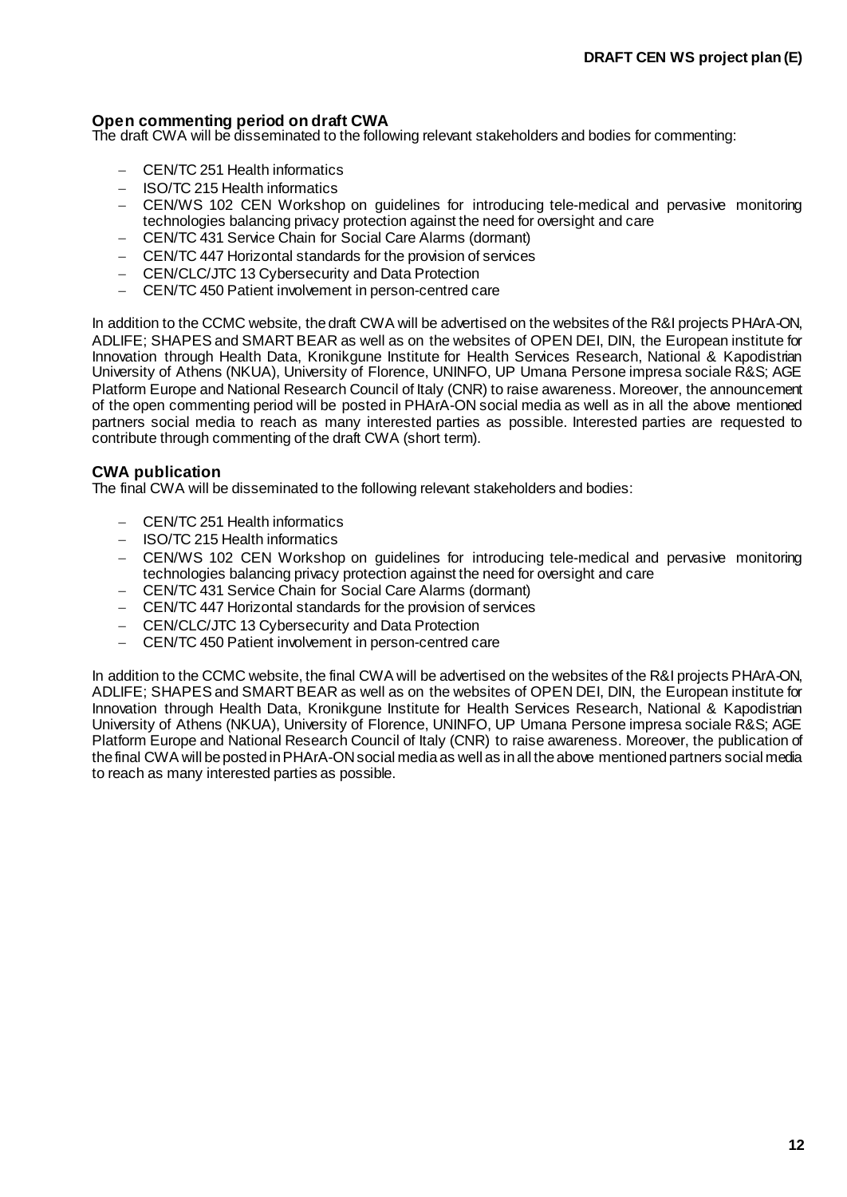## Open commenting period on draft CWA

The draft CWA will be disseminated to the following relevant stakeholders and bodies for commenting:

- CEN/TC 251 Health informatics
- ISO/TC 215 Health informatics
- CEN/WS 102 CEN Workshop on guidelines for introducing tele-medical and pervasive monitoring technologies balancing privacy protection against the need for oversight and care
- CEN/TC 431 Service Chain for Social Care Alarms (dormant)
- CEN/TC 447 Horizontal standards for the provision of services
- CEN/CLC/JTC 13 Cybersecurity and Data Protection
- CEN/TC 450 Patient involvement in person-centred care

In addition to the CCMC website, the draft CWA will be advertised on the websites of the R&I projects PHArA-ON, ADLIFE; SHAPES and SMART BEAR as well as on the websites of OPEN DEI, DIN, the European institute for Innovation through Health Data, Kronikgune Institute for Health Services Research, National & Kapodistrian University of Athens (NKUA), University of Florence, UNINFO, UP Umana Persone impresa sociale R&S; AGE Platform Europe and National Research Council of Italy (CNR) to raise awareness. Moreover, the announcement of the open commenting period will be posted in PHArA-ON social media as well as in all the above mentioned partners social media to reach as many interested parties as possible. Interested parties are requested to contribute through commenting of the draft CWA (short term).

## CWA publication

The final CWA will be disseminated to the following relevant stakeholders and bodies:

- CEN/TC 251 Health informatics
- ISO/TC 215 Health informatics
- CEN/WS 102 CEN Workshop on guidelines for introducing tele-medical and pervasive monitoring technologies balancing privacy protection against the need for oversight and care
- CEN/TC 431 Service Chain for Social Care Alarms (dormant)
- CEN/TC 447 Horizontal standards for the provision of services
- CEN/CLC/JTC 13 Cybersecurity and Data Protection
- CEN/TC 450 Patient involvement in person-centred care

In addition to the CCMC website, the final CWA will be advertised on the websites of the R&I projects PHArA-ON, ADLIFE; SHAPES and SMART BEAR as well as on the websites of OPEN DEI, DIN, the European institute for Innovation through Health Data, Kronikgune Institute for Health Services Research, National & Kapodistrian University of Athens (NKUA), University of Florence, UNINFO, UP Umana Persone impresa sociale R&S; AGE Platform Europe and National Research Council of Italy (CNR) to raise awareness. Moreover, the publication of the final CWA will be posted in PHArA-ON social media as well as in all the above mentioned partners social media to reach as many interested parties as possible.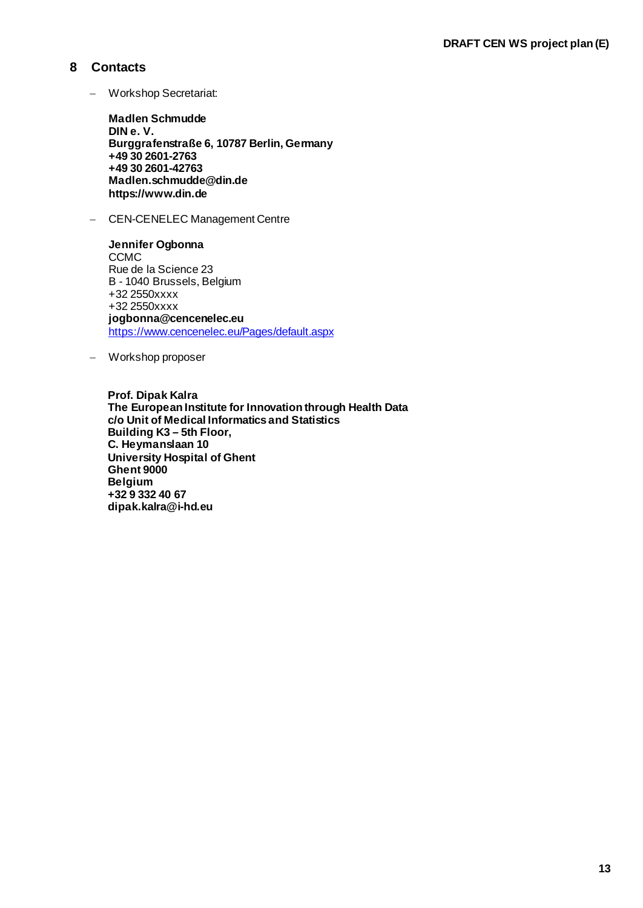## 8 Contacts

- Workshop Secretariat:

  **Madlen Schmudde**
  **DIN e. V.**
  **Burggrafenstraße 6, 10787 Berlin, Germany**
  **+49 30 2601-2763**
  **+49 30 2601-42763**
  **Madlen.schmudde@din.de**
  **https://www.din.de**

- CEN-CENELEC Management Centre

  **Jennifer Ogbonna**
  CCMC
  Rue de la Science 23
  B - 1040 Brussels, Belgium
  +32 2550xxxx
  +32 2550xxxx
  **jogbonna@cencenelec.eu**
  https://www.cencenelec.eu/Pages/default.aspx

- Workshop proposer

  **Prof. Dipak Kalra**
  **The European Institute for Innovation through Health Data**
  **c/o Unit of Medical Informatics and Statistics**
  **Building K3 – 5th Floor,**
  **C. Heymanslaan 10**
  **University Hospital of Ghent**
  **Ghent 9000**
  **Belgium**
  **+32 9 332 40 67**
  **dipak.kalra@i-hd.eu**